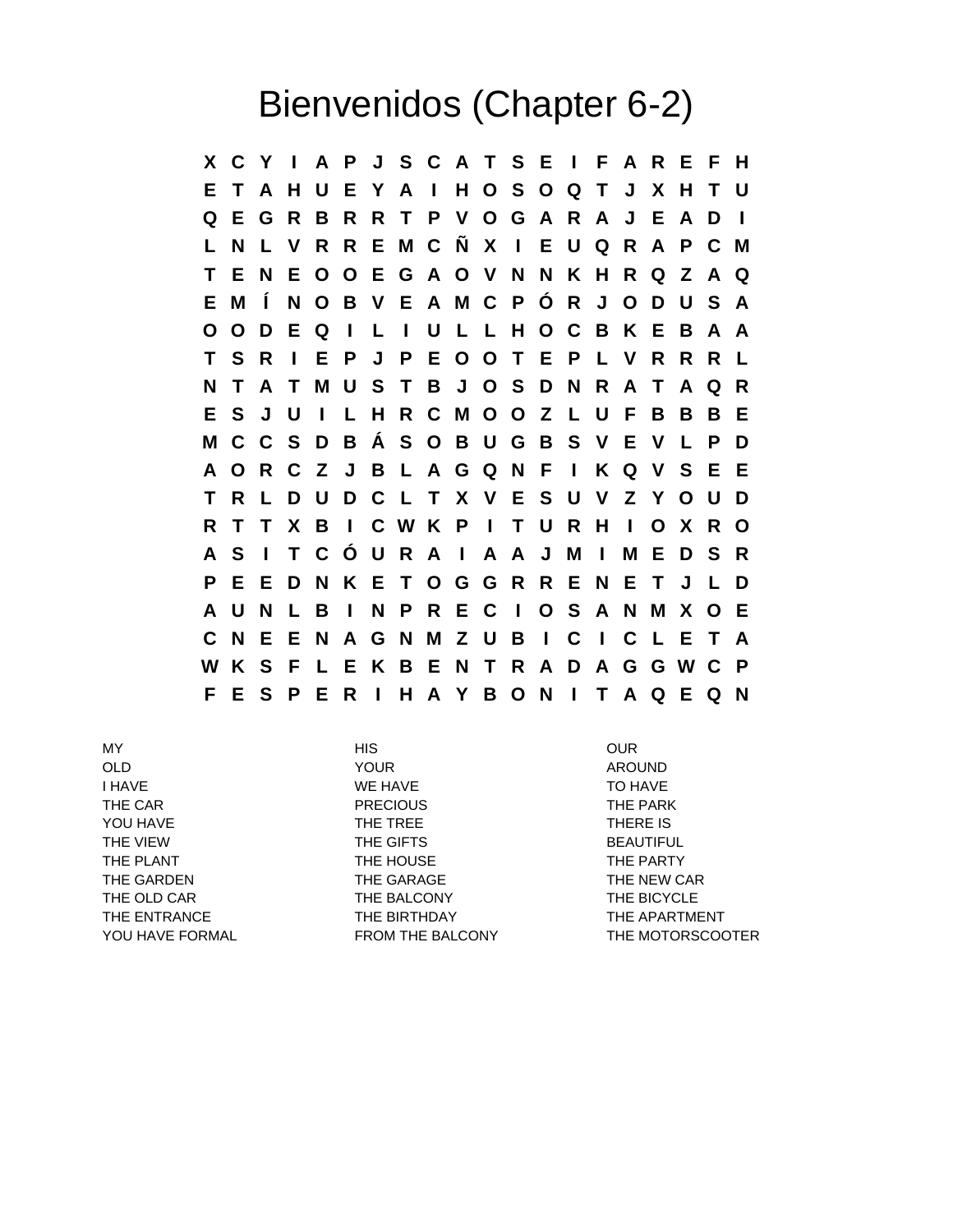# Bienvenidos (Chapter 6-2)

```
X C Y I A P J S C A T S E I F A R E F H
E T A H U E Y A I H O S O Q T J X H T U
Q E G R B R R T P V O G A R A J E A D I
L N L V R R E M C Ñ X I E U Q R A P C M
T E N E O O E G A O V N N K H R Q Z A Q
E M Í N O B V E A M C P Ó R J O D U S A
O O D E Q I L I U L L H O C B K E B A A
T S R I E P J P E O O T E P L V R R R L
N T A T M U S T B J O S D N R A T A Q R
E S J U I L H R C M O O Z L U F B B B E
M C C S D B Á S O B U G B S V E V L P D
A O R C Z J B L A G Q N F I K Q V S E E
T R L D U D C L T X V E S U V Z Y O U D
R T T X B I C W K P I T U R H I O X R O
A S I T C Ó U R A I A A J M I M E D S R
P E E D N K E T O G G R R E N E T J L D
A U N L B I N P R E C I O S A N M X O E
C N E E N A G N M Z U B I C I C L E T A
W K S F L E K B E N T R A D A G G W C P
F E S P E R I H A Y B O N I T A Q E Q N
```

| | | |
|---|---|---|
| MY | HIS | OUR |
| OLD | YOUR | AROUND |
| I HAVE | WE HAVE | TO HAVE |
| THE CAR | PRECIOUS | THE PARK |
| YOU HAVE | THE TREE | THERE IS |
| THE VIEW | THE GIFTS | BEAUTIFUL |
| THE PLANT | THE HOUSE | THE PARTY |
| THE GARDEN | THE GARAGE | THE NEW CAR |
| THE OLD CAR | THE BALCONY | THE BICYCLE |
| THE ENTRANCE | THE BIRTHDAY | THE APARTMENT |
| YOU HAVE FORMAL | FROM THE BALCONY | THE MOTORSCOOTER |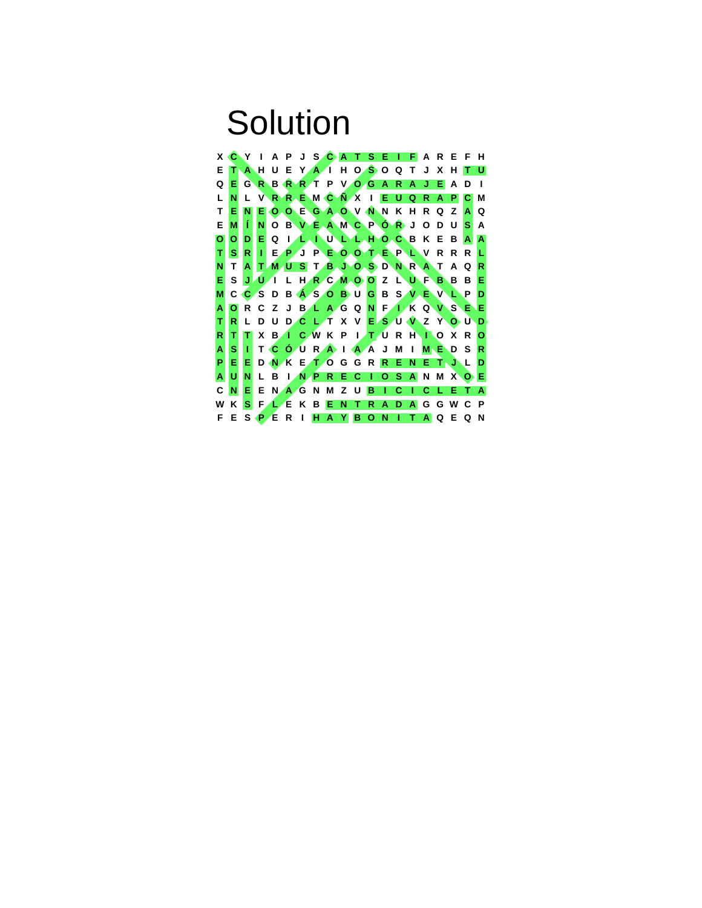# Solution

| | | | | | | | | | | | | | | | | | | | |
|---|---|---|---|---|---|---|---|---|---|---|---|---|---|---|---|---|---|---|---|
| X | C | Y | I | A | P | J | S | C | A | T | S | E | I | F | A | R | E | F | H |
| E | T | A | H | U | E | Y | A | I | H | O | S | O | Q | T | J | X | H | T | U |
| Q | E | G | R | B | R | R | T | P | V | O | G | A | R | A | J | E | A | D | I |
| L | N | L | V | R | R | E | M | C | Ñ | X | I | E | U | Q | R | A | P | C | M |
| T | E | N | E | O | O | E | G | A | O | V | N | N | K | H | R | Q | Z | A | Q |
| E | M | Í | N | O | B | V | E | A | M | C | P | Ó | R | J | O | D | U | S | A |
| O | O | D | E | Q | I | L | I | U | L | L | H | O | C | B | K | E | B | A | A |
| T | S | R | I | E | P | J | P | E | O | O | T | E | P | L | V | R | R | R | L |
| N | T | A | T | M | U | S | T | B | J | O | S | D | N | R | A | T | A | Q | R |
| E | S | J | U | I | L | H | R | C | M | O | O | Z | L | U | F | B | B | B | E |
| M | C | C | S | D | B | Á | S | O | B | U | G | B | S | V | E | V | L | P | D |
| A | O | R | C | Z | J | B | L | A | G | Q | N | F | I | K | Q | V | S | E | E |
| T | R | L | D | U | D | C | L | T | X | V | E | S | U | V | Z | Y | O | U | D |
| R | T | T | X | B | I | C | W | K | P | I | T | U | R | H | I | O | X | R | O |
| A | S | I | T | C | Ó | U | R | A | I | A | A | J | M | I | M | E | D | S | R |
| P | E | E | D | N | K | E | T | O | G | G | R | R | E | N | E | T | J | L | D |
| A | U | N | L | B | I | N | P | R | E | C | I | O | S | A | N | M | X | O | E |
| C | N | E | E | N | A | G | N | M | Z | U | B | I | C | I | C | L | E | T | A |
| W | K | S | F | L | E | K | B | E | N | T | R | A | D | A | G | G | W | C | P |
| F | E | S | P | E | R | I | H | A | Y | B | O | N | I | T | A | Q | E | Q | N |